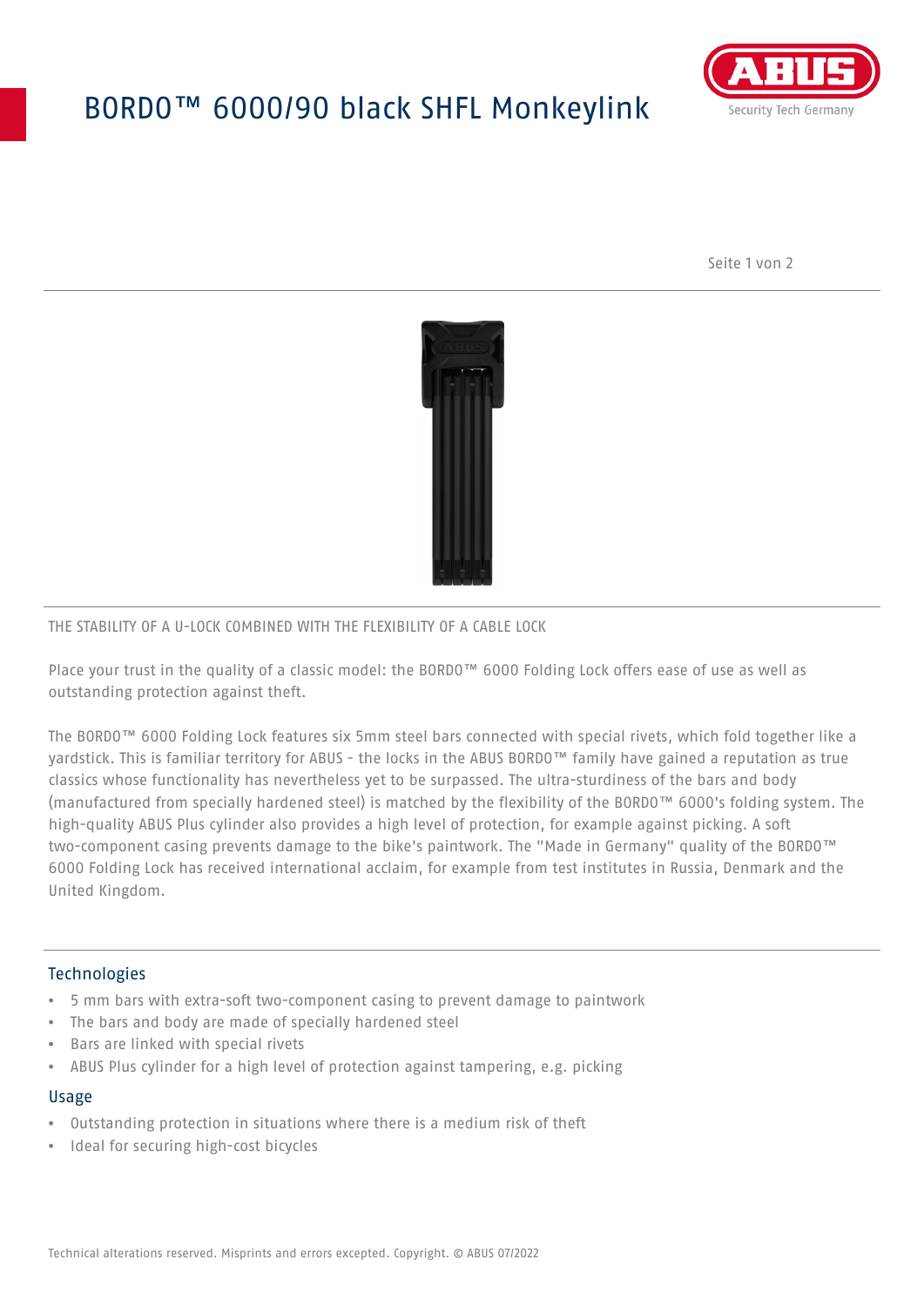# BORDO™ 6000/90 black SHFL Monkeylink

THE STABILITY OF A U-LOCK COMBINED WITH THE FLEXIBILITY OF A CABLE LOCK

Place your trust in the quality of a classic model: the BORDO™ 6000 Folding Lock offers ease of use as well as outstanding protection against theft.

The BORDO™ 6000 Folding Lock features six 5mm steel bars connected with special rivets, which fold together like a yardstick. This is familiar territory for ABUS - the locks in the ABUS BORDO™ family have gained a reputation as true classics whose functionality has nevertheless yet to be surpassed. The ultra-sturdiness of the bars and body (manufactured from specially hardened steel) is matched by the flexibility of the BORDO™ 6000's folding system. The high-quality ABUS Plus cylinder also provides a high level of protection, for example against picking. A soft two-component casing prevents damage to the bike's paintwork. The "Made in Germany" quality of the BORDO™ 6000 Folding Lock has received international acclaim, for example from test institutes in Russia, Denmark and the United Kingdom.

## Technologies

- 5 mm bars with extra-soft two-component casing to prevent damage to paintwork
- The bars and body are made of specially hardened steel
- Bars are linked with special rivets
- ABUS Plus cylinder for a high level of protection against tampering, e.g. picking

## Usage

- Outstanding protection in situations where there is a medium risk of theft
- Ideal for securing high-cost bicycles

Technical alterations reserved. Misprints and errors excepted. Copyright. © ABUS 07/2022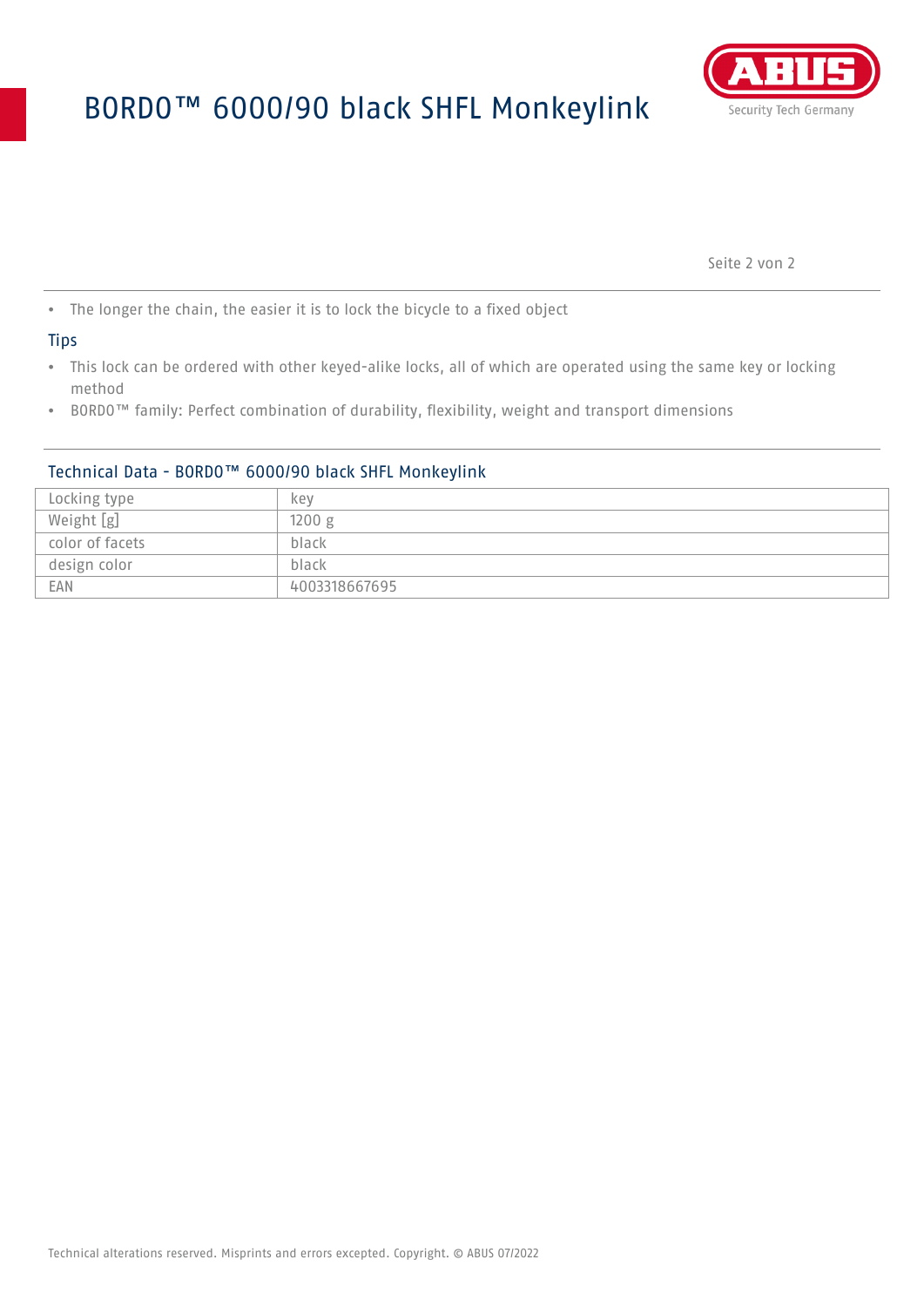- The longer the chain, the easier it is to lock the bicycle to a fixed object

## Tips

- This lock can be ordered with other keyed-alike locks, all of which are operated using the same key or locking method
- BORDO™ family: Perfect combination of durability, flexibility, weight and transport dimensions

## Technical Data - BORDO™ 6000/90 black SHFL Monkeylink

| | |
|---|---|
| Locking type | key |
| Weight [g] | 1200 g |
| color of facets | black |
| design color | black |
| EAN | 4003318667695 |

Technical alterations reserved. Misprints and errors excepted. Copyright. © ABUS 07/2022